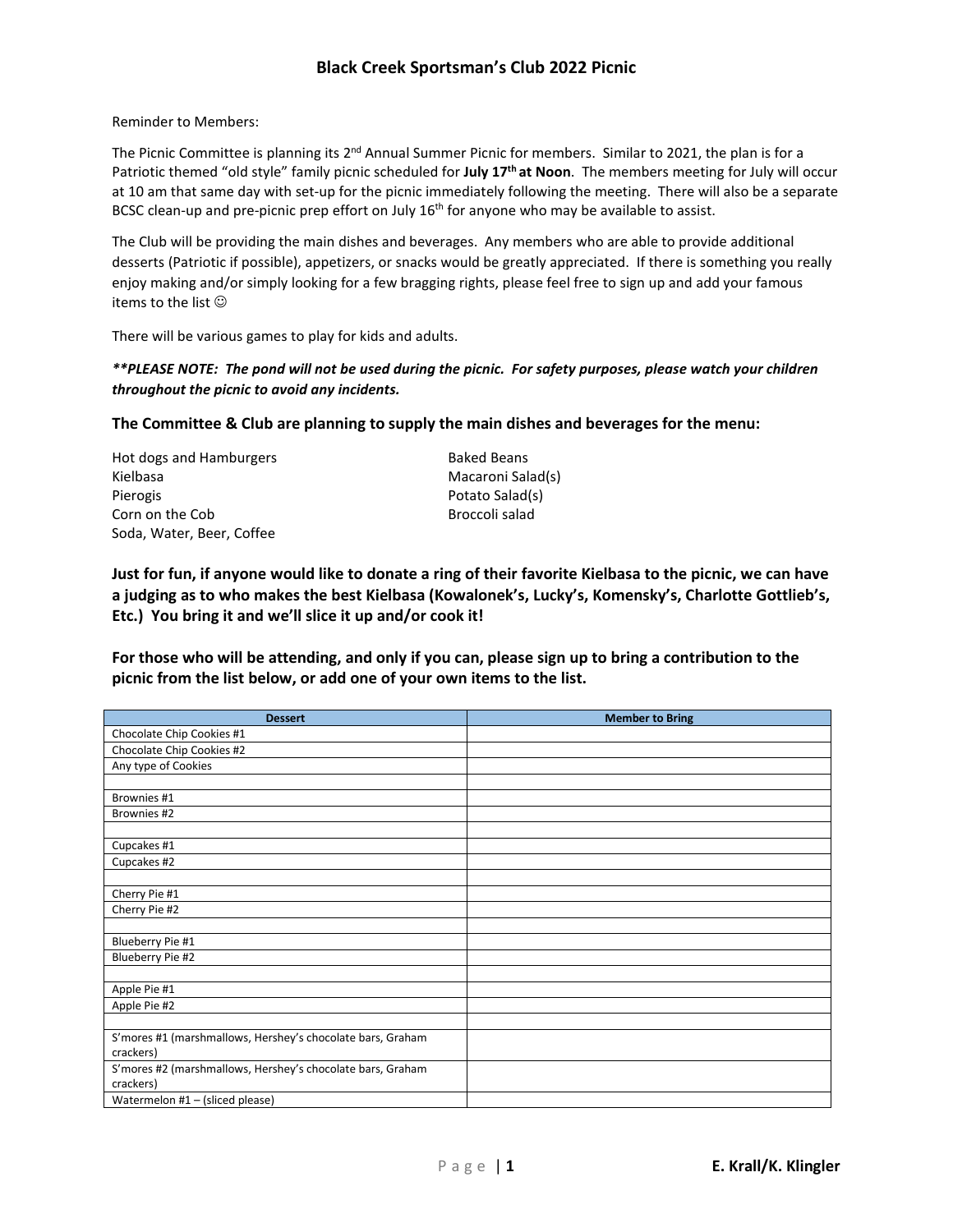# Black Creek Sportsman's Club 2022 Picnic

Reminder to Members:

The Picnic Committee is planning its 2nd Annual Summer Picnic for members. Similar to 2021, the plan is for a Patriotic themed "old style" family picnic scheduled for **July 17th at Noon**. The members meeting for July will occur at 10 am that same day with set-up for the picnic immediately following the meeting. There will also be a separate BCSC clean-up and pre-picnic prep effort on July 16th for anyone who may be available to assist.

The Club will be providing the main dishes and beverages. Any members who are able to provide additional desserts (Patriotic if possible), appetizers, or snacks would be greatly appreciated. If there is something you really enjoy making and/or simply looking for a few bragging rights, please feel free to sign up and add your famous items to the list ☺

There will be various games to play for kids and adults.

***\*\*PLEASE NOTE: The pond will not be used during the picnic. For safety purposes, please watch your children throughout the picnic to avoid any incidents.***

**The Committee & Club are planning to supply the main dishes and beverages for the menu:**

Hot dogs and Hamburgers
Kielbasa
Pierogis
Corn on the Cob
Soda, Water, Beer, Coffee
Baked Beans
Macaroni Salad(s)
Potato Salad(s)
Broccoli salad

**Just for fun, if anyone would like to donate a ring of their favorite Kielbasa to the picnic, we can have a judging as to who makes the best Kielbasa (Kowalonek's, Lucky's, Komensky's, Charlotte Gottlieb's, Etc.) You bring it and we'll slice it up and/or cook it!**

**For those who will be attending, and only if you can, please sign up to bring a contribution to the picnic from the list below, or add one of your own items to the list.**

| Dessert | Member to Bring |
|---|---|
| Chocolate Chip Cookies #1 | |
| Chocolate Chip Cookies #2 | |
| Any type of Cookies | |
| | |
| Brownies #1 | |
| Brownies #2 | |
| | |
| Cupcakes #1 | |
| Cupcakes #2 | |
| | |
| Cherry Pie #1 | |
| Cherry Pie #2 | |
| | |
| Blueberry Pie #1 | |
| Blueberry Pie #2 | |
| | |
| Apple Pie #1 | |
| Apple Pie #2 | |
| | |
| S'mores #1 (marshmallows, Hershey's chocolate bars, Graham crackers) | |
| S'mores #2 (marshmallows, Hershey's chocolate bars, Graham crackers) | |
| Watermelon #1 – (sliced please) | |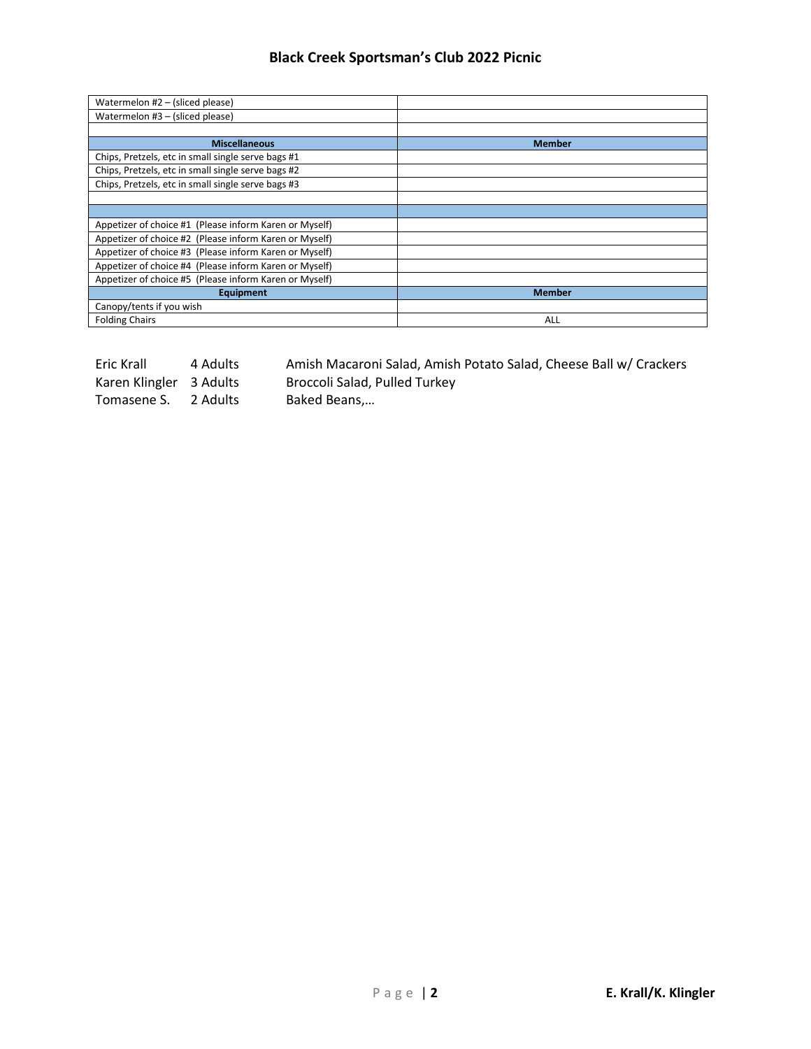# Black Creek Sportsman's Club 2022 Picnic

| | |
|---|---|
| Watermelon #2 – (sliced please) | |
| Watermelon #3 – (sliced please) | |
| | |
| **Miscellaneous** | **Member** |
| Chips, Pretzels, etc in small single serve bags #1 | |
| Chips, Pretzels, etc in small single serve bags #2 | |
| Chips, Pretzels, etc in small single serve bags #3 | |
| | |
| | |
| Appetizer of choice #1 (Please inform Karen or Myself) | |
| Appetizer of choice #2 (Please inform Karen or Myself) | |
| Appetizer of choice #3 (Please inform Karen or Myself) | |
| Appetizer of choice #4 (Please inform Karen or Myself) | |
| Appetizer of choice #5 (Please inform Karen or Myself) | |
| **Equipment** | **Member** |
| Canopy/tents if you wish | |
| Folding Chairs | ALL |

| | | |
|---|---|---|
| Eric Krall | 4 Adults | Amish Macaroni Salad, Amish Potato Salad, Cheese Ball w/ Crackers |
| Karen Klingler | 3 Adults | Broccoli Salad, Pulled Turkey |
| Tomasene S. | 2 Adults | Baked Beans,… |